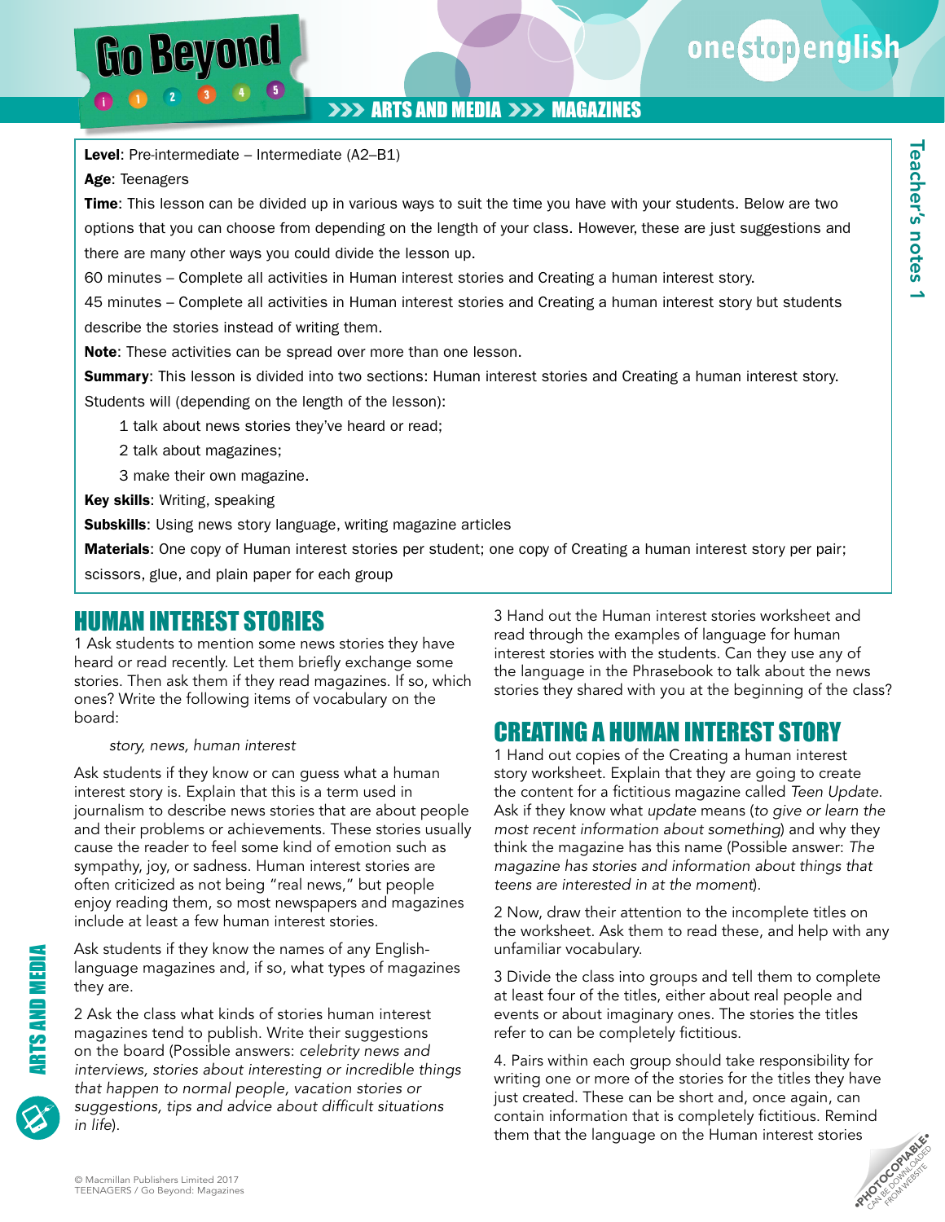# Go Beyond

## ARTS AND MEDIA >>> MAGAZINES

Teacher's notes 1

**Level**: Pre-intermediate – Intermediate (A2–B1)

**Age**: Teenagers

**Time**: This lesson can be divided up in various ways to suit the time you have with your students. Below are two options that you can choose from depending on the length of your class. However, these are just suggestions and there are many other ways you could divide the lesson up.

60 minutes – Complete all activities in Human interest stories and Creating a human interest story.

45 minutes – Complete all activities in Human interest stories and Creating a human interest story but students describe the stories instead of writing them.

**Note**: These activities can be spread over more than one lesson.

**Summary**: This lesson is divided into two sections: Human interest stories and Creating a human interest story. Students will (depending on the length of the lesson):

1 talk about news stories they've heard or read;

2 talk about magazines;

3 make their own magazine.

**Key skills**: Writing, speaking

**Subskills**: Using news story language, writing magazine articles

**Materials**: One copy of Human interest stories per student; one copy of Creating a human interest story per pair; scissors, glue, and plain paper for each group

## HUMAN INTEREST STORIES

1 Ask students to mention some news stories they have heard or read recently. Let them briefly exchange some stories. Then ask them if they read magazines. If so, which ones? Write the following items of vocabulary on the board:

*story, news, human interest*

Ask students if they know or can guess what a human interest story is. Explain that this is a term used in journalism to describe news stories that are about people and their problems or achievements. These stories usually cause the reader to feel some kind of emotion such as sympathy, joy, or sadness. Human interest stories are often criticized as not being "real news," but people enjoy reading them, so most newspapers and magazines include at least a few human interest stories.

Ask students if they know the names of any English-language magazines and, if so, what types of magazines they are.

2 Ask the class what kinds of stories human interest magazines tend to publish. Write their suggestions on the board (Possible answers: *celebrity news and interviews, stories about interesting or incredible things that happen to normal people, vacation stories or suggestions, tips and advice about difficult situations in life*).

3 Hand out the Human interest stories worksheet and read through the examples of language for human interest stories with the students. Can they use any of the language in the Phrasebook to talk about the news stories they shared with you at the beginning of the class?

## CREATING A HUMAN INTEREST STORY

1 Hand out copies of the Creating a human interest story worksheet. Explain that they are going to create the content for a fictitious magazine called *Teen Update*. Ask if they know what *update* means (*to give or learn the most recent information about something*) and why they think the magazine has this name (Possible answer: *The magazine has stories and information about things that teens are interested in at the moment*).

2 Now, draw their attention to the incomplete titles on the worksheet. Ask them to read these, and help with any unfamiliar vocabulary.

3 Divide the class into groups and tell them to complete at least four of the titles, either about real people and events or about imaginary ones. The stories the titles refer to can be completely fictitious.

4. Pairs within each group should take responsibility for writing one or more of the stories for the titles they have just created. These can be short and, once again, can contain information that is completely fictitious. Remind them that the language on the Human interest stories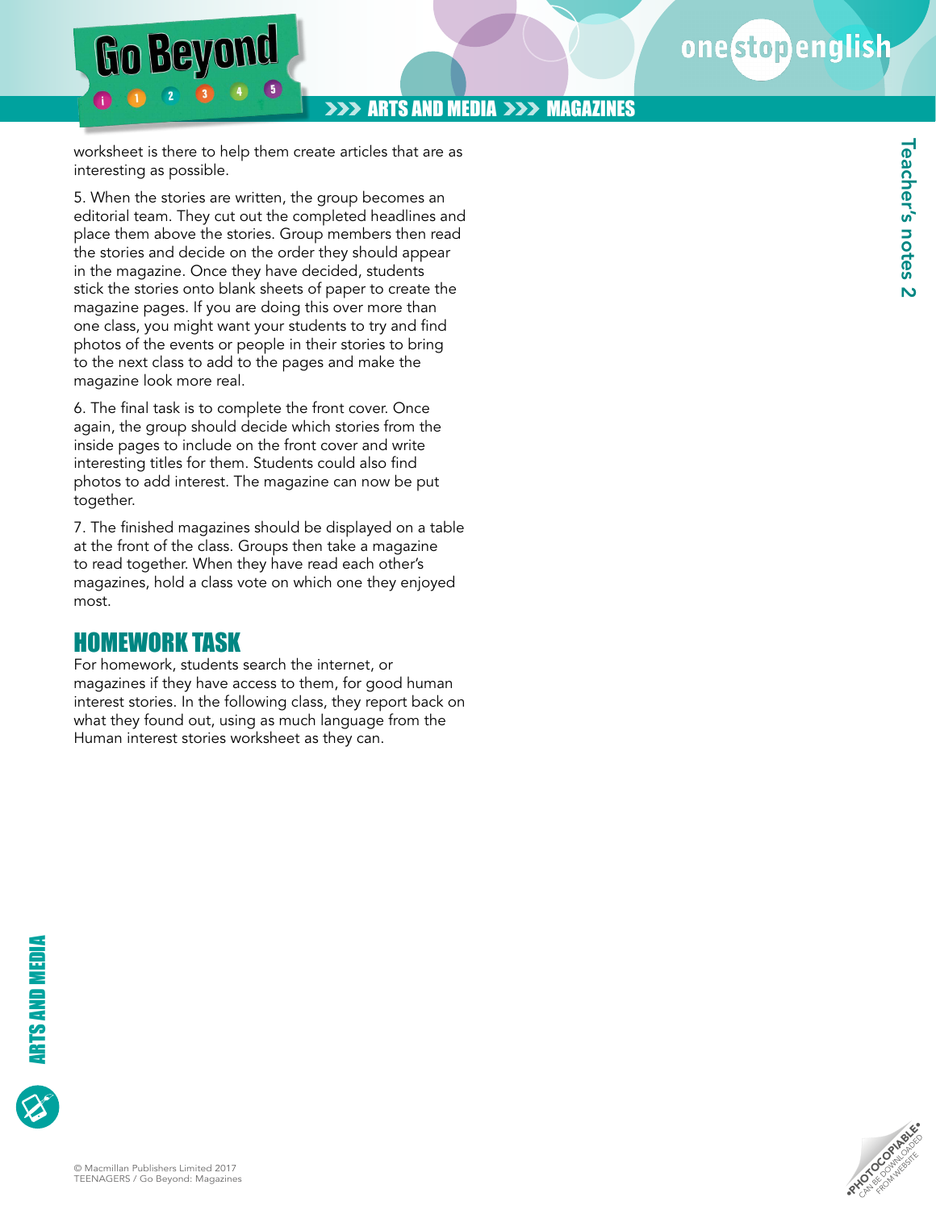worksheet is there to help them create articles that are as interesting as possible.

5. When the stories are written, the group becomes an editorial team. They cut out the completed headlines and place them above the stories. Group members then read the stories and decide on the order they should appear in the magazine. Once they have decided, students stick the stories onto blank sheets of paper to create the magazine pages. If you are doing this over more than one class, you might want your students to try and find photos of the events or people in their stories to bring to the next class to add to the pages and make the magazine look more real.

6. The final task is to complete the front cover. Once again, the group should decide which stories from the inside pages to include on the front cover and write interesting titles for them. Students could also find photos to add interest. The magazine can now be put together.

7. The finished magazines should be displayed on a table at the front of the class. Groups then take a magazine to read together. When they have read each other's magazines, hold a class vote on which one they enjoyed most.

## HOMEWORK TASK

For homework, students search the internet, or magazines if they have access to them, for good human interest stories. In the following class, they report back on what they found out, using as much language from the Human interest stories worksheet as they can.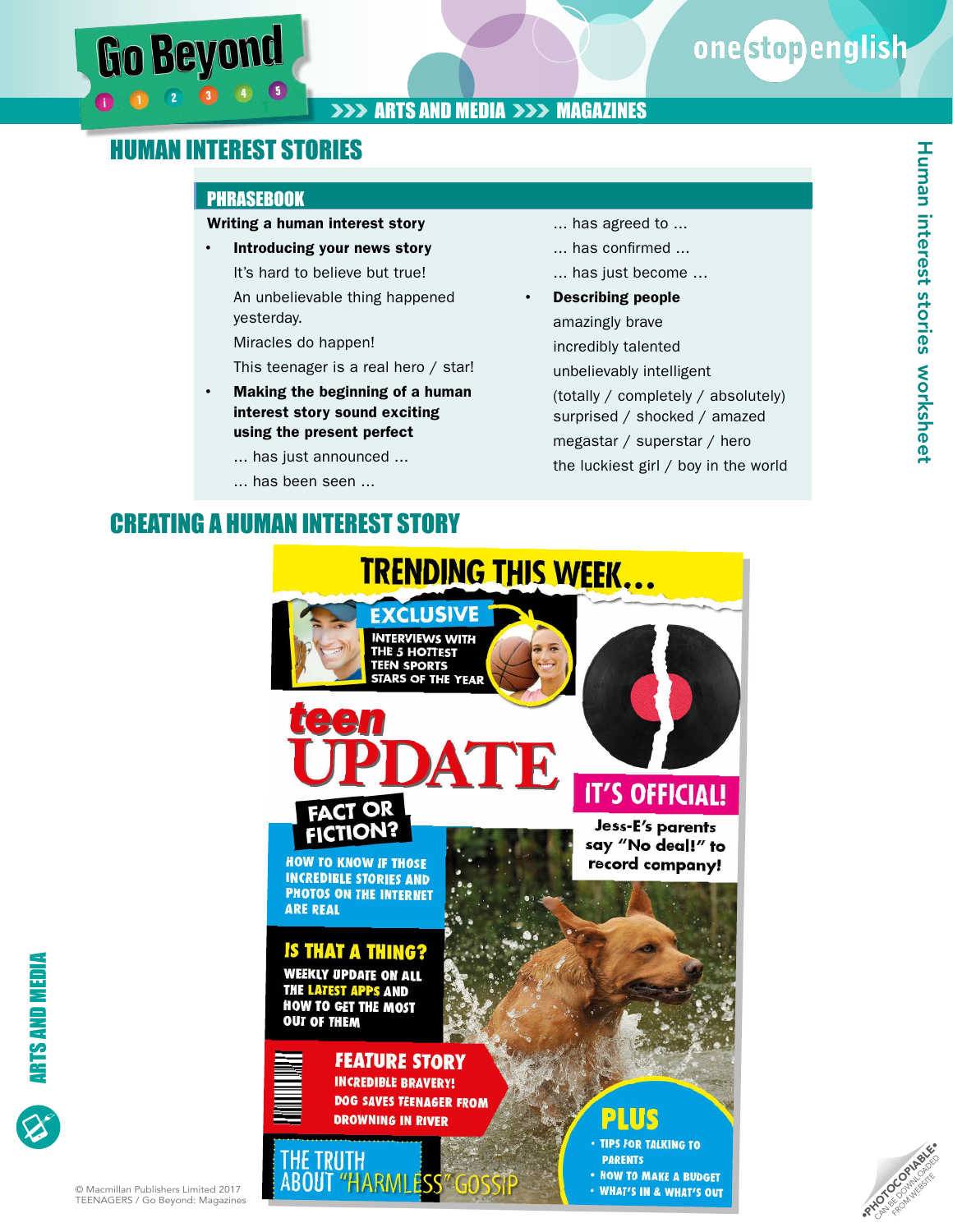# HUMAN INTEREST STORIES

## PHRASEBOOK

**Writing a human interest story**

- **Introducing your news story**

  It's hard to believe but true!

  An unbelievable thing happened yesterday.

  Miracles do happen!

  This teenager is a real hero / star!

- **Making the beginning of a human interest story sound exciting using the present perfect**

  ... has just announced ...

  ... has been seen ...

  ... has agreed to ...

  ... has confirmed ...

  ... has just become ...

- **Describing people**

  amazingly brave

  incredibly talented

  unbelievably intelligent

  (totally / completely / absolutely) surprised / shocked / amazed

  megastar / superstar / hero

  the luckiest girl / boy in the world

## CREATING A HUMAN INTEREST STORY

TRENDING THIS WEEK...

EXCLUSIVE
INTERVIEWS WITH THE 5 HOTTEST TEEN SPORTS STARS OF THE YEAR

teen UPDATE

IT'S OFFICIAL!
Jess-E's parents say "No deal!" to record company!

FACT OR FICTION?
HOW TO KNOW IF THOSE INCREDIBLE STORIES AND PHOTOS ON THE INTERNET ARE REAL

IS THAT A THING?
WEEKLY UPDATE ON ALL THE LATEST APPS AND HOW TO GET THE MOST OUT OF THEM

FEATURE STORY
INCREDIBLE BRAVERY!
DOG SAVES TEENAGER FROM DROWNING IN RIVER

PLUS
- TIPS FOR TALKING TO PARENTS
- HOW TO MAKE A BUDGET
- WHAT'S IN & WHAT'S OUT

THE TRUTH ABOUT "HARMLESS" GOSSIP

© Macmillan Publishers Limited 2017
TEENAGERS / Go Beyond: Magazines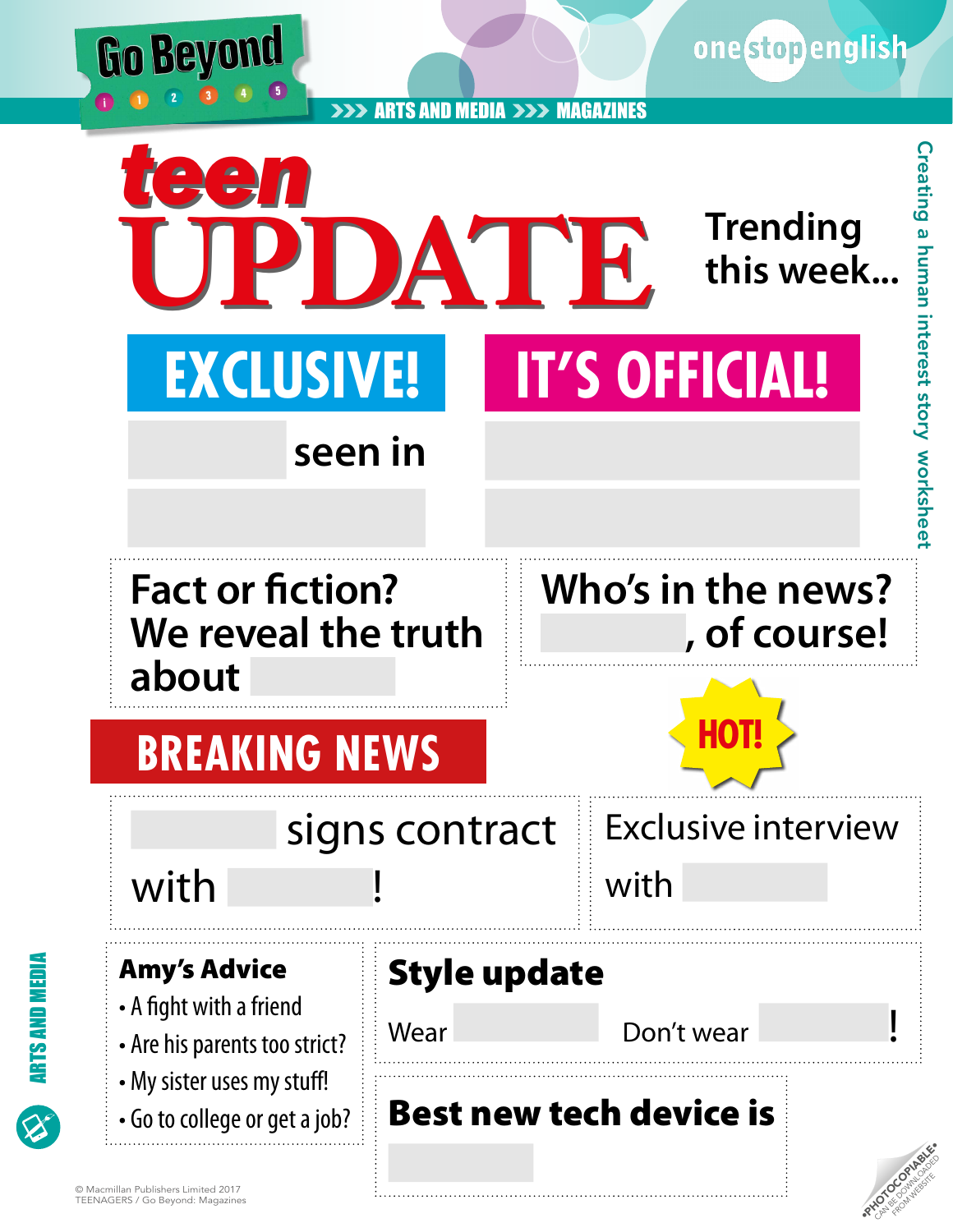# teen UPDATE

Trending this week...

## EXCLUSIVE!

seen in

## IT'S OFFICIAL!

Fact or fiction? We reveal the truth about

Who's in the news? , of course!

## BREAKING NEWS

HOT!

signs contract with !

Exclusive interview with

**Amy's Advice**

- A fight with a friend
- Are his parents too strict?
- My sister uses my stuff!
- Go to college or get a job?

**Style update**

Wear Don't wear !

**Best new tech device is**

Creating a human interest story worksheet

© Macmillan Publishers Limited 2017
TEENAGERS / Go Beyond: Magazines